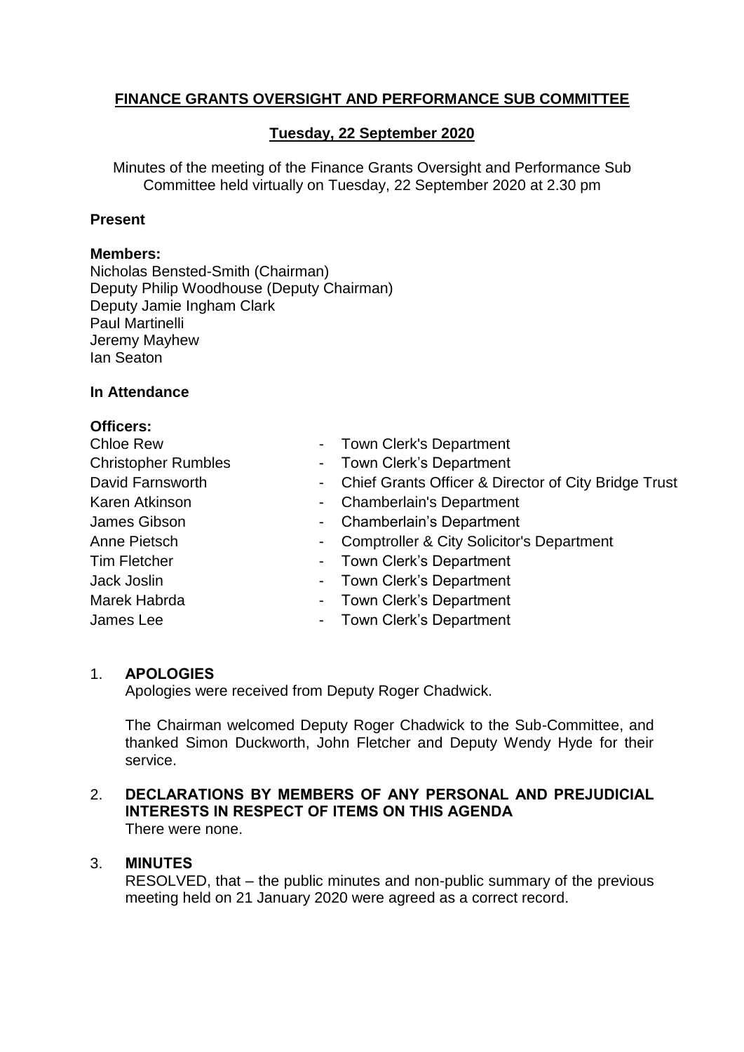# FINANCE GRANTS OVERSIGHT AND PERFORMANCE SUB COMMITTEE

## Tuesday, 22 September 2020

Minutes of the meeting of the Finance Grants Oversight and Performance Sub Committee held virtually on Tuesday, 22 September 2020 at 2.30 pm

**Present**

**Members:**
Nicholas Bensted-Smith (Chairman)
Deputy Philip Woodhouse (Deputy Chairman)
Deputy Jamie Ingham Clark
Paul Martinelli
Jeremy Mayhew
Ian Seaton

**In Attendance**

**Officers:**

| | | |
|---|---|---|
| Chloe Rew | - | Town Clerk's Department |
| Christopher Rumbles | - | Town Clerk's Department |
| David Farnsworth | - | Chief Grants Officer & Director of City Bridge Trust |
| Karen Atkinson | - | Chamberlain's Department |
| James Gibson | - | Chamberlain's Department |
| Anne Pietsch | - | Comptroller & City Solicitor's Department |
| Tim Fletcher | - | Town Clerk's Department |
| Jack Joslin | - | Town Clerk's Department |
| Marek Habrda | - | Town Clerk's Department |
| James Lee | - | Town Clerk's Department |

1. **APOLOGIES**
   Apologies were received from Deputy Roger Chadwick.

   The Chairman welcomed Deputy Roger Chadwick to the Sub-Committee, and thanked Simon Duckworth, John Fletcher and Deputy Wendy Hyde for their service.

2. **DECLARATIONS BY MEMBERS OF ANY PERSONAL AND PREJUDICIAL INTERESTS IN RESPECT OF ITEMS ON THIS AGENDA**
   There were none.

3. **MINUTES**
   RESOLVED, that – the public minutes and non-public summary of the previous meeting held on 21 January 2020 were agreed as a correct record.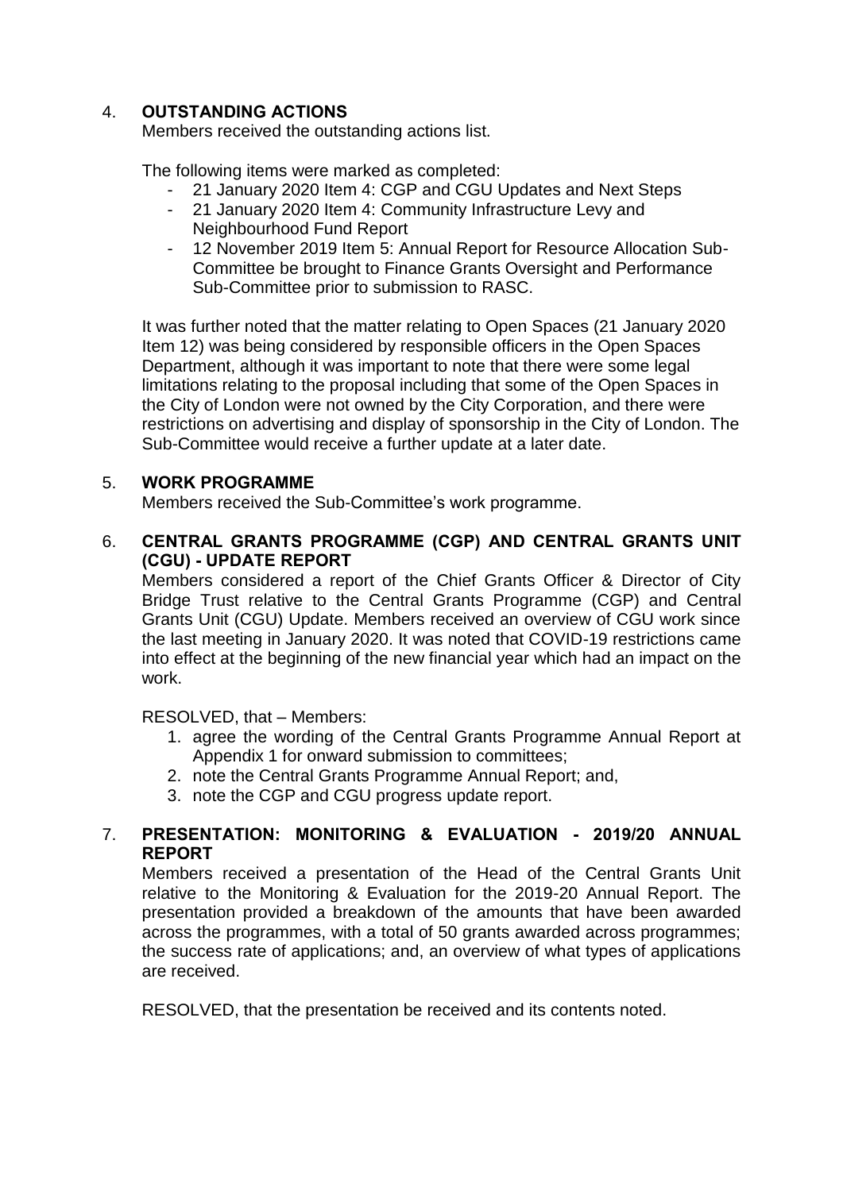## 4. OUTSTANDING ACTIONS

Members received the outstanding actions list.

The following items were marked as completed:

- 21 January 2020 Item 4: CGP and CGU Updates and Next Steps
- 21 January 2020 Item 4: Community Infrastructure Levy and Neighbourhood Fund Report
- 12 November 2019 Item 5: Annual Report for Resource Allocation Sub-Committee be brought to Finance Grants Oversight and Performance Sub-Committee prior to submission to RASC.

It was further noted that the matter relating to Open Spaces (21 January 2020 Item 12) was being considered by responsible officers in the Open Spaces Department, although it was important to note that there were some legal limitations relating to the proposal including that some of the Open Spaces in the City of London were not owned by the City Corporation, and there were restrictions on advertising and display of sponsorship in the City of London. The Sub-Committee would receive a further update at a later date.

## 5. WORK PROGRAMME

Members received the Sub-Committee's work programme.

## 6. CENTRAL GRANTS PROGRAMME (CGP) AND CENTRAL GRANTS UNIT (CGU) - UPDATE REPORT

Members considered a report of the Chief Grants Officer & Director of City Bridge Trust relative to the Central Grants Programme (CGP) and Central Grants Unit (CGU) Update. Members received an overview of CGU work since the last meeting in January 2020. It was noted that COVID-19 restrictions came into effect at the beginning of the new financial year which had an impact on the work.

RESOLVED, that – Members:

1. agree the wording of the Central Grants Programme Annual Report at Appendix 1 for onward submission to committees;
2. note the Central Grants Programme Annual Report; and,
3. note the CGP and CGU progress update report.

## 7. PRESENTATION: MONITORING & EVALUATION - 2019/20 ANNUAL REPORT

Members received a presentation of the Head of the Central Grants Unit relative to the Monitoring & Evaluation for the 2019-20 Annual Report. The presentation provided a breakdown of the amounts that have been awarded across the programmes, with a total of 50 grants awarded across programmes; the success rate of applications; and, an overview of what types of applications are received.

RESOLVED, that the presentation be received and its contents noted.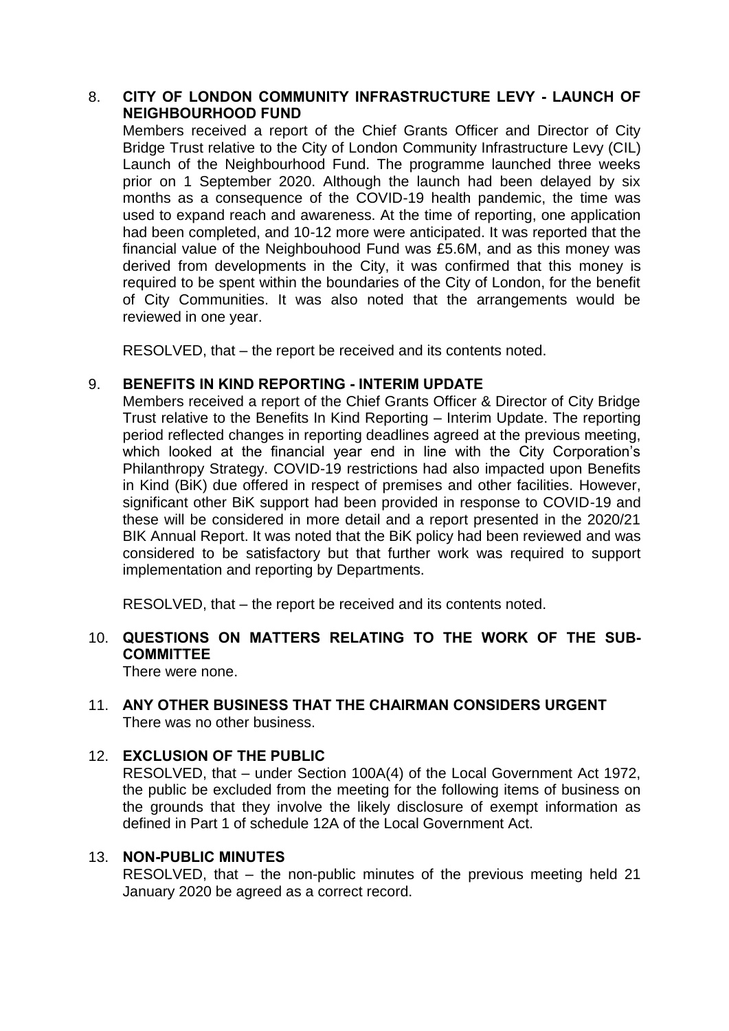8. **CITY OF LONDON COMMUNITY INFRASTRUCTURE LEVY - LAUNCH OF NEIGHBOURHOOD FUND**

Members received a report of the Chief Grants Officer and Director of City Bridge Trust relative to the City of London Community Infrastructure Levy (CIL) Launch of the Neighbourhood Fund. The programme launched three weeks prior on 1 September 2020. Although the launch had been delayed by six months as a consequence of the COVID-19 health pandemic, the time was used to expand reach and awareness. At the time of reporting, one application had been completed, and 10-12 more were anticipated. It was reported that the financial value of the Neighbouhood Fund was £5.6M, and as this money was derived from developments in the City, it was confirmed that this money is required to be spent within the boundaries of the City of London, for the benefit of City Communities. It was also noted that the arrangements would be reviewed in one year.

RESOLVED, that – the report be received and its contents noted.

9. **BENEFITS IN KIND REPORTING - INTERIM UPDATE**

Members received a report of the Chief Grants Officer & Director of City Bridge Trust relative to the Benefits In Kind Reporting – Interim Update. The reporting period reflected changes in reporting deadlines agreed at the previous meeting, which looked at the financial year end in line with the City Corporation's Philanthropy Strategy. COVID-19 restrictions had also impacted upon Benefits in Kind (BiK) due offered in respect of premises and other facilities. However, significant other BiK support had been provided in response to COVID-19 and these will be considered in more detail and a report presented in the 2020/21 BIK Annual Report. It was noted that the BiK policy had been reviewed and was considered to be satisfactory but that further work was required to support implementation and reporting by Departments.

RESOLVED, that – the report be received and its contents noted.

10. **QUESTIONS ON MATTERS RELATING TO THE WORK OF THE SUB-COMMITTEE**

There were none.

11. **ANY OTHER BUSINESS THAT THE CHAIRMAN CONSIDERS URGENT**

There was no other business.

12. **EXCLUSION OF THE PUBLIC**

RESOLVED, that – under Section 100A(4) of the Local Government Act 1972, the public be excluded from the meeting for the following items of business on the grounds that they involve the likely disclosure of exempt information as defined in Part 1 of schedule 12A of the Local Government Act.

13. **NON-PUBLIC MINUTES**

RESOLVED, that – the non-public minutes of the previous meeting held 21 January 2020 be agreed as a correct record.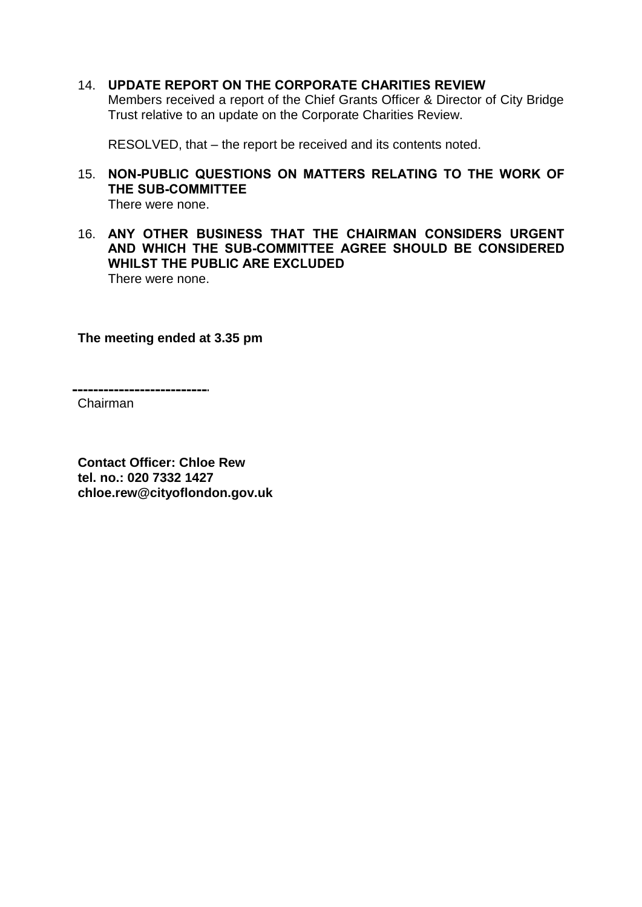14. **UPDATE REPORT ON THE CORPORATE CHARITIES REVIEW**
    Members received a report of the Chief Grants Officer & Director of City Bridge Trust relative to an update on the Corporate Charities Review.

    RESOLVED, that – the report be received and its contents noted.

15. **NON-PUBLIC QUESTIONS ON MATTERS RELATING TO THE WORK OF THE SUB-COMMITTEE**
    There were none.

16. **ANY OTHER BUSINESS THAT THE CHAIRMAN CONSIDERS URGENT AND WHICH THE SUB-COMMITTEE AGREE SHOULD BE CONSIDERED WHILST THE PUBLIC ARE EXCLUDED**
    There were none.

**The meeting ended at 3.35 pm**

--------------------------
Chairman

**Contact Officer: Chloe Rew**
**tel. no.: 020 7332 1427**
**chloe.rew@cityoflondon.gov.uk**